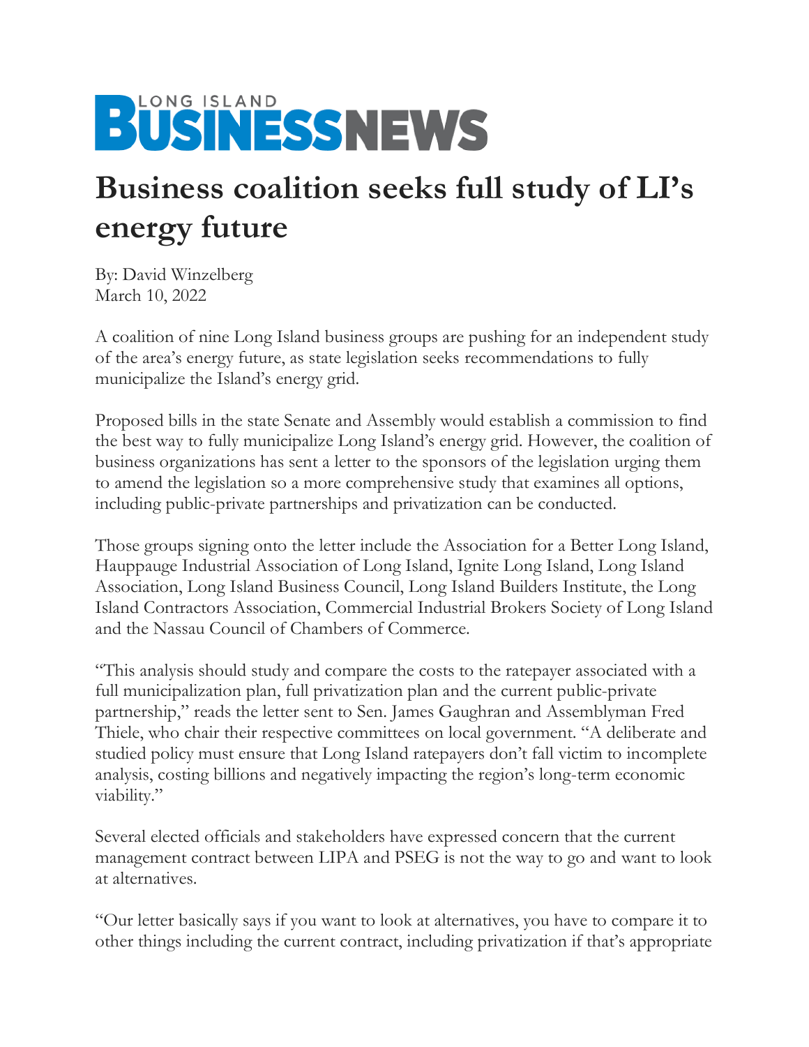LONG ISLAND BUSINESS NEWS

# Business coalition seeks full study of LI's energy future

By: David Winzelberg
March 10, 2022

A coalition of nine Long Island business groups are pushing for an independent study of the area's energy future, as state legislation seeks recommendations to fully municipalize the Island's energy grid.

Proposed bills in the state Senate and Assembly would establish a commission to find the best way to fully municipalize Long Island's energy grid. However, the coalition of business organizations has sent a letter to the sponsors of the legislation urging them to amend the legislation so a more comprehensive study that examines all options, including public-private partnerships and privatization can be conducted.

Those groups signing onto the letter include the Association for a Better Long Island, Hauppauge Industrial Association of Long Island, Ignite Long Island, Long Island Association, Long Island Business Council, Long Island Builders Institute, the Long Island Contractors Association, Commercial Industrial Brokers Society of Long Island and the Nassau Council of Chambers of Commerce.

"This analysis should study and compare the costs to the ratepayer associated with a full municipalization plan, full privatization plan and the current public-private partnership," reads the letter sent to Sen. James Gaughran and Assemblyman Fred Thiele, who chair their respective committees on local government. "A deliberate and studied policy must ensure that Long Island ratepayers don't fall victim to incomplete analysis, costing billions and negatively impacting the region's long-term economic viability."

Several elected officials and stakeholders have expressed concern that the current management contract between LIPA and PSEG is not the way to go and want to look at alternatives.

"Our letter basically says if you want to look at alternatives, you have to compare it to other things including the current contract, including privatization if that's appropriate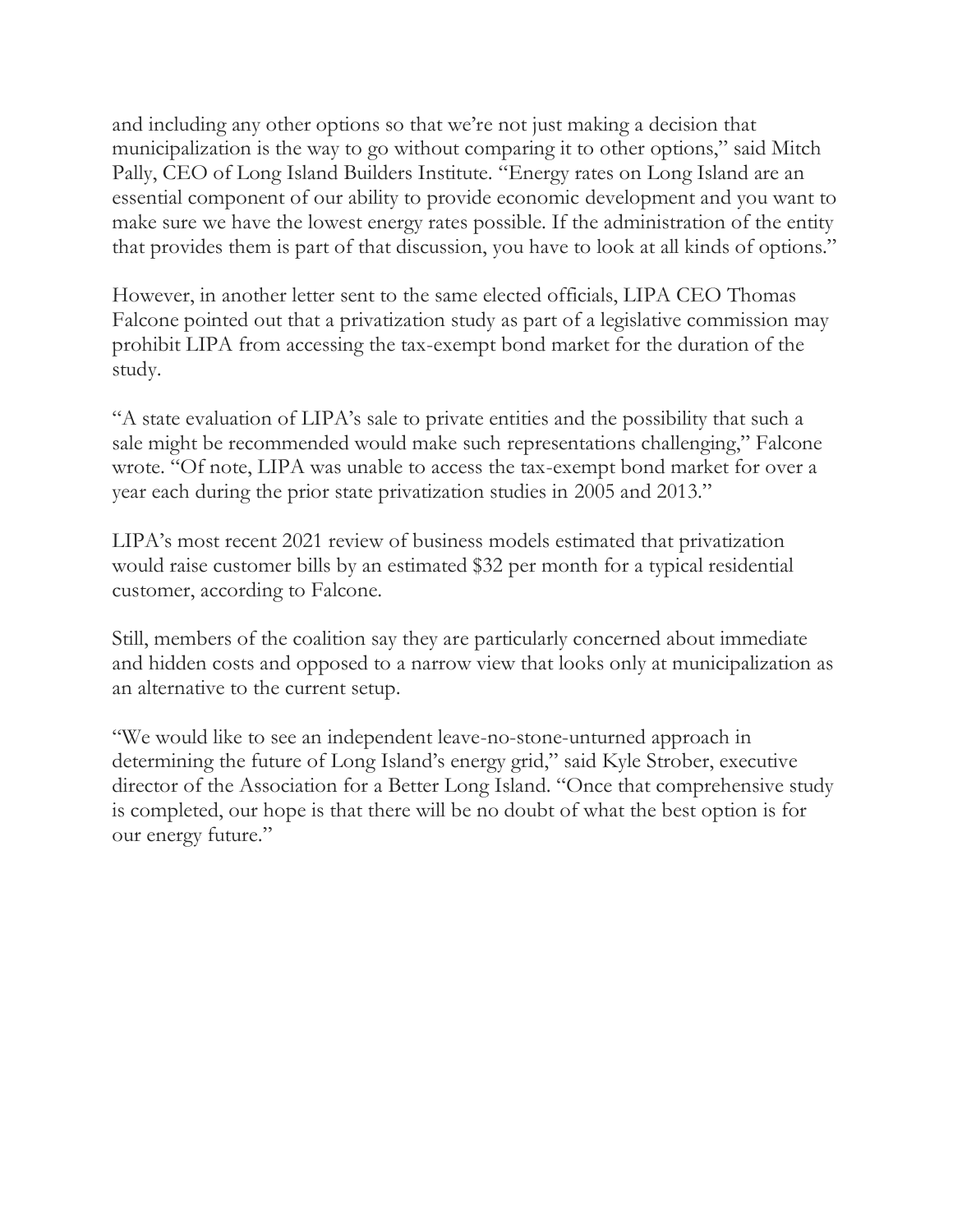and including any other options so that we're not just making a decision that municipalization is the way to go without comparing it to other options," said Mitch Pally, CEO of Long Island Builders Institute. "Energy rates on Long Island are an essential component of our ability to provide economic development and you want to make sure we have the lowest energy rates possible. If the administration of the entity that provides them is part of that discussion, you have to look at all kinds of options."

However, in another letter sent to the same elected officials, LIPA CEO Thomas Falcone pointed out that a privatization study as part of a legislative commission may prohibit LIPA from accessing the tax-exempt bond market for the duration of the study.

"A state evaluation of LIPA's sale to private entities and the possibility that such a sale might be recommended would make such representations challenging," Falcone wrote. "Of note, LIPA was unable to access the tax-exempt bond market for over a year each during the prior state privatization studies in 2005 and 2013."

LIPA's most recent 2021 review of business models estimated that privatization would raise customer bills by an estimated $32 per month for a typical residential customer, according to Falcone.

Still, members of the coalition say they are particularly concerned about immediate and hidden costs and opposed to a narrow view that looks only at municipalization as an alternative to the current setup.

"We would like to see an independent leave-no-stone-unturned approach in determining the future of Long Island's energy grid," said Kyle Strober, executive director of the Association for a Better Long Island. "Once that comprehensive study is completed, our hope is that there will be no doubt of what the best option is for our energy future."